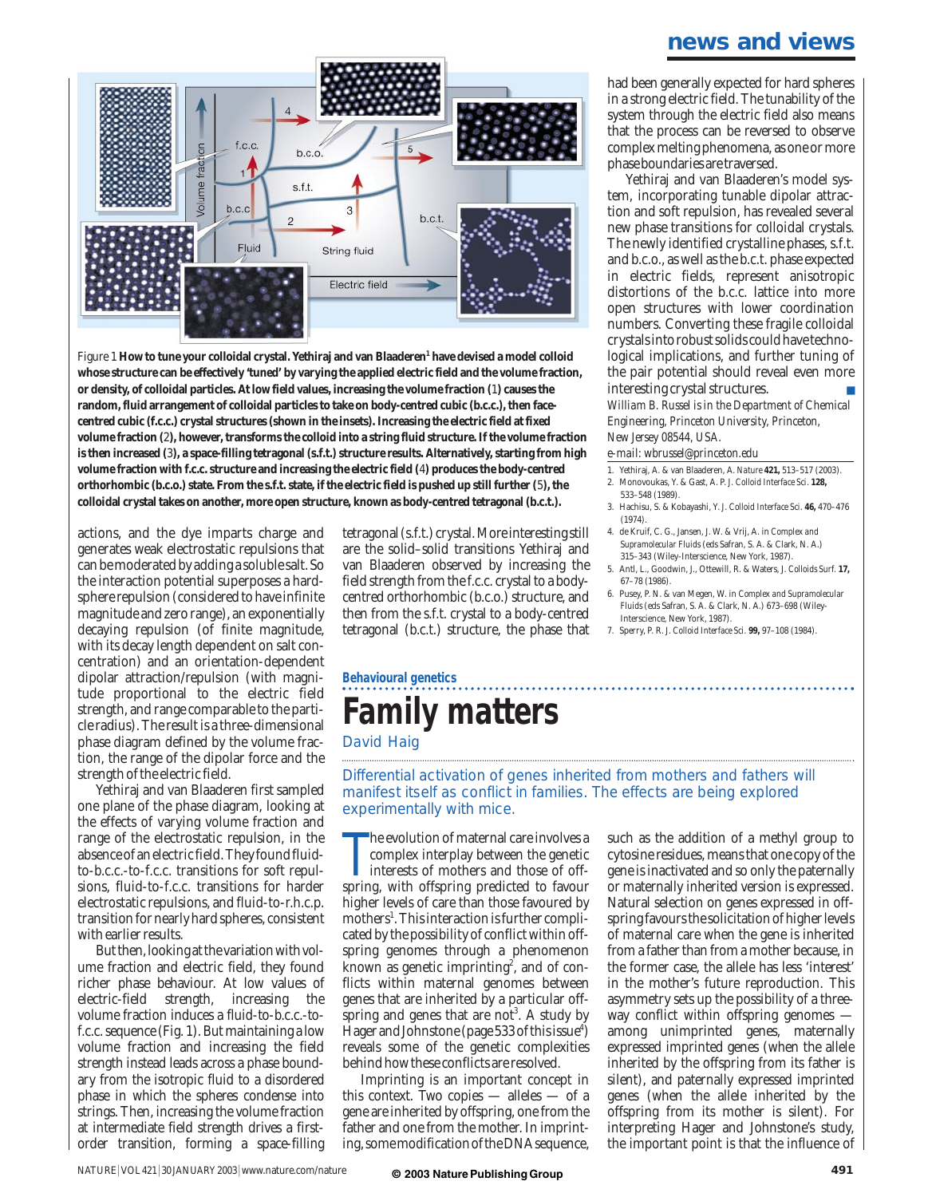Figure 1 **How to tune your colloidal crystal. Yethiraj and van Blaaderen[1] have devised a model colloid whose structure can be effectively 'tuned' by varying the applied electric field and the volume fraction, or density, of colloidal particles. At low field values, increasing the volume fraction (1) causes the random, fluid arrangement of colloidal particles to take on body-centred cubic (b.c.c.), then face-centred cubic (f.c.c.) crystal structures (shown in the insets). Increasing the electric field at fixed volume fraction (2), however, transforms the colloid into a string fluid structure. If the volume fraction is then increased (3), a space-filling tetragonal (s.f.t.) structure results. Alternatively, starting from high volume fraction with f.c.c. structure and increasing the electric field (4) produces the body-centred orthorhombic (b.c.o.) state. From the s.f.t. state, if the electric field is pushed up still further (5), the colloidal crystal takes on another, more open structure, known as body-centred tetragonal (b.c.t.).**

actions, and the dye imparts charge and generates weak electrostatic repulsions that can be moderated by adding a soluble salt. So the interaction potential superposes a hard-sphere repulsion (considered to have infinite magnitude and zero range), an exponentially decaying repulsion (of finite magnitude, with its decay length dependent on salt concentration) and an orientation-dependent dipolar attraction/repulsion (with magnitude proportional to the electric field strength, and range comparable to the particle radius). The result is a three-dimensional phase diagram defined by the volume fraction, the range of the dipolar force and the strength of the electric field.

Yethiraj and van Blaaderen first sampled one plane of the phase diagram, looking at the effects of varying volume fraction and range of the electrostatic repulsion, in the absence of an electric field. They found fluid-to-b.c.c.-to-f.c.c. transitions for soft repulsions, fluid-to-f.c.c. transitions for harder electrostatic repulsions, and fluid-to-r.h.c.p. transition for nearly hard spheres, consistent with earlier results.

But then, looking at the variation with volume fraction and electric field, they found richer phase behaviour. At low values of electric-field strength, increasing the volume fraction induces a fluid-to-b.c.c.-to-f.c.c. sequence (Fig. 1). But maintaining a low volume fraction and increasing the field strength instead leads across a phase boundary from the isotropic fluid to a disordered phase in which the spheres condense into strings. Then, increasing the volume fraction at intermediate field strength drives a first-order transition, forming a space-filling tetragonal (s.f.t.) crystal. More interesting still are the solid–solid transitions Yethiraj and van Blaaderen observed by increasing the field strength from the f.c.c. crystal to a body-centred orthorhombic (b.c.o.) structure, and then from the s.f.t. crystal to a body-centred tetragonal (b.c.t.) structure, the phase that had been generally expected for hard spheres in a strong electric field. The tunability of the system through the electric field also means that the process can be reversed to observe complex melting phenomena, as one or more phase boundaries are traversed.

Yethiraj and van Blaaderen's model system, incorporating tunable dipolar attraction and soft repulsion, has revealed several new phase transitions for colloidal crystals. The newly identified crystalline phases, s.f.t. and b.c.o., as well as the b.c.t. phase expected in electric fields, represent anisotropic distortions of the b.c.c. lattice into more open structures with lower coordination numbers. Converting these fragile colloidal crystals into robust solids could have technological implications, and further tuning of the pair potential should reveal even more interesting crystal structures. ■

*William B. Russel is in the Department of Chemical Engineering, Princeton University, Princeton, New Jersey 08544, USA.*
e-mail: wbrussel@princeton.edu

1. Yethiraj, A. & van Blaaderen, A. *Nature* **421,** 513–517 (2003).
2. Monovoukas, Y. & Gast, A. P. *J. Colloid Interface Sci.* **128,** 533–548 (1989).
3. Hachisu, S. & Kobayashi, Y. *J. Colloid Interface Sci.* **46,** 470–476 (1974).
4. de Kruif, C. G., Jansen, J. W. & Vrij, A. in *Complex and Supramolecular Fluids* (eds Safran, S. A. & Clark, N. A.) 315–343 (Wiley-Interscience, New York, 1987).
5. Antl, L., Goodwin, J., Ottewill, R. & Waters, J. *Colloids Surf.* **17,** 67–78 (1986).
6. Pusey, P. N. & van Megen, W. in *Complex and Supramolecular Fluids* (eds Safran, S. A. & Clark, N. A.) 673–698 (Wiley-Interscience, New York, 1987).
7. Sperry, P. R. *J. Colloid Interface Sci.* **99,** 97–108 (1984).

**Behavioural genetics**

# Family matters

David Haig

Differential activation of genes inherited from mothers and fathers will manifest itself as conflict in families. The effects are being explored experimentally with mice.

The evolution of maternal care involves a complex interplay between the genetic interests of mothers and those of offspring, with offspring predicted to favour higher levels of care than those favoured by mothers[1]. This interaction is further complicated by the possibility of conflict within offspring genomes through a phenomenon known as genetic imprinting[2], and of conflicts within maternal genomes between genes that are inherited by a particular offspring and genes that are not[3]. A study by Hager and Johnstone (page 533 of this issue[4]) reveals some of the genetic complexities behind how these conflicts are resolved.

Imprinting is an important concept in this context. Two copies — alleles — of a gene are inherited by offspring, one from the father and one from the mother. In imprinting, some modification of the DNA sequence, such as the addition of a methyl group to cytosine residues, means that one copy of the gene is inactivated and so only the paternally or maternally inherited version is expressed. Natural selection on genes expressed in offspring favours the solicitation of higher levels of maternal care when the gene is inherited from a father than from a mother because, in the former case, the allele has less 'interest' in the mother's future reproduction. This asymmetry sets up the possibility of a three-way conflict within offspring genomes — among unimprinted genes, maternally expressed imprinted genes (when the allele inherited by the offspring from its father is silent), and paternally expressed imprinted genes (when the allele inherited by the offspring from its mother is silent). For interpreting Hager and Johnstone's study, the important point is that the influence of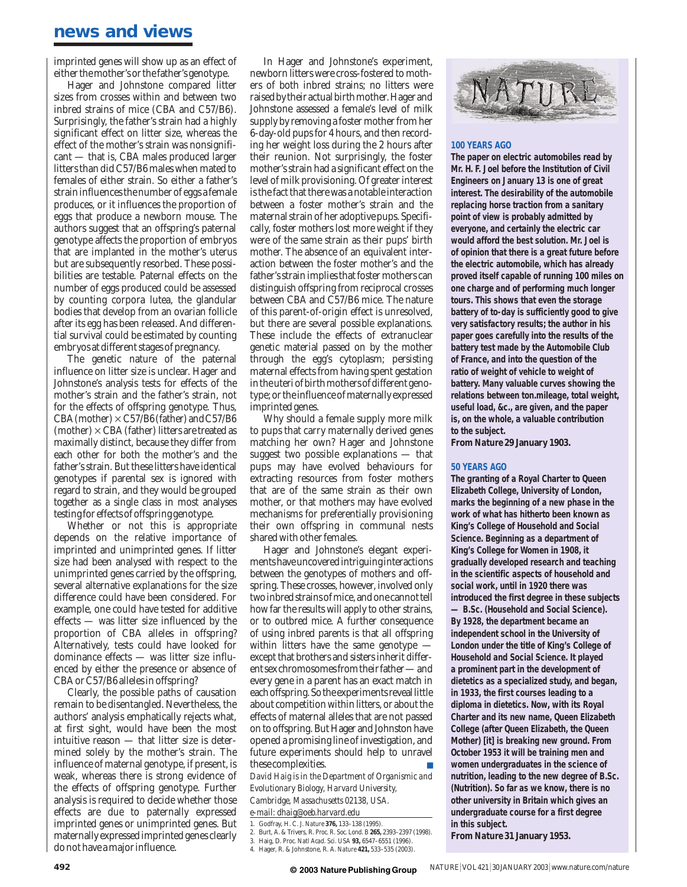imprinted genes will show up as an effect of either the mother's or the father's genotype.

Hager and Johnstone compared litter sizes from crosses within and between two inbred strains of mice (CBA and C57/B6). Surprisingly, the father's strain had a highly significant effect on litter size, whereas the effect of the mother's strain was nonsignificant — that is, CBA males produced larger litters than did C57/B6 males when mated to females of either strain. So either a father's strain influences the number of eggs a female produces, or it influences the proportion of eggs that produce a newborn mouse. The authors suggest that an offspring's paternal genotype affects the proportion of embryos that are implanted in the mother's uterus but are subsequently resorbed. These possibilities are testable. Paternal effects on the number of eggs produced could be assessed by counting corpora lutea, the glandular bodies that develop from an ovarian follicle after its egg has been released. And differential survival could be estimated by counting embryos at different stages of pregnancy.

The genetic nature of the paternal influence on litter size is unclear. Hager and Johnstone's analysis tests for effects of the mother's strain and the father's strain, not for the effects of offspring genotype. Thus, CBA (mother) × C57/B6 (father) and C57/B6 (mother) × CBA (father) litters are treated as maximally distinct, because they differ from each other for both the mother's and the father's strain. But these litters have identical genotypes if parental sex is ignored with regard to strain, and they would be grouped together as a single class in most analyses testing for effects of offspring genotype.

Whether or not this is appropriate depends on the relative importance of imprinted and unimprinted genes. If litter size had been analysed with respect to the unimprinted genes carried by the offspring, several alternative explanations for the size difference could have been considered. For example, one could have tested for additive effects — was litter size influenced by the proportion of CBA alleles in offspring? Alternatively, tests could have looked for dominance effects — was litter size influenced by either the presence or absence of CBA or C57/B6 alleles in offspring?

Clearly, the possible paths of causation remain to be disentangled. Nevertheless, the authors' analysis emphatically rejects what, at first sight, would have been the most intuitive reason — that litter size is determined solely by the mother's strain. The influence of maternal genotype, if present, is weak, whereas there is strong evidence of the effects of offspring genotype. Further analysis is required to decide whether those effects are due to paternally expressed imprinted genes or unimprinted genes. But maternally expressed imprinted genes clearly do not have a major influence.

In Hager and Johnstone's experiment, newborn litters were cross-fostered to mothers of both inbred strains; no litters were raised by their actual birth mother. Hager and Johnstone assessed a female's level of milk supply by removing a foster mother from her 6-day-old pups for 4 hours, and then recording her weight loss during the 2 hours after their reunion. Not surprisingly, the foster mother's strain had a significant effect on the level of milk provisioning. Of greater interest is the fact that there was a notable interaction between a foster mother's strain and the maternal strain of her adoptive pups. Specifically, foster mothers lost more weight if they were of the same strain as their pups' birth mother. The absence of an equivalent interaction between the foster mother's and the father's strain implies that foster mothers can distinguish offspring from reciprocal crosses between CBA and C57/B6 mice. The nature of this parent-of-origin effect is unresolved, but there are several possible explanations. These include the effects of extranuclear genetic material passed on by the mother through the egg's cytoplasm; persisting maternal effects from having spent gestation in the uteri of birth mothers of different genotype; or the influence of maternally expressed imprinted genes.

Why should a female supply more milk to pups that carry maternally derived genes matching her own? Hager and Johnstone suggest two possible explanations — that pups may have evolved behaviours for extracting resources from foster mothers that are of the same strain as their own mother, or that mothers may have evolved mechanisms for preferentially provisioning their own offspring in communal nests shared with other females.

Hager and Johnstone's elegant experiments have uncovered intriguing interactions between the genotypes of mothers and offspring. These crosses, however, involved only two inbred strains of mice, and one cannot tell how far the results will apply to other strains, or to outbred mice. A further consequence of using inbred parents is that all offspring within litters have the same genotype — except that brothers and sisters inherit different sex chromosomes from their father — and every gene in a parent has an exact match in each offspring. So the experiments reveal little about competition within litters, or about the effects of maternal alleles that are not passed on to offspring. But Hager and Johnston have opened a promising line of investigation, and future experiments should help to unravel these complexities. ■

*David Haig is in the Department of Organismic and Evolutionary Biology, Harvard University, Cambridge, Massachusetts 02138, USA.*
*e-mail: dhaig@oeb.harvard.edu*

1. Godfray, H. C. J. *Nature* **376,** 133–138 (1995).
2. Burt, A. & Trivers, R. *Proc. R. Soc. Lond. B* **265,** 2393–2397 (1998).
3. Haig, D. *Proc. Natl Acad. Sci. USA* **93,** 6547–6551 (1996).
4. Hager, R. & Johnstone, R. A. *Nature* **421,** 533–535 (2003).

---

NATURE

### 100 YEARS AGO

**The paper on electric automobiles read by Mr. H. F. Joel before the Institution of Civil Engineers on January 13 is one of great interest. The desirability of the automobile replacing horse traction from a sanitary point of view is probably admitted by everyone, and certainly the electric car would afford the best solution. Mr. Joel is of opinion that there is a great future before the electric automobile, which has already proved itself capable of running 100 miles on one charge and of performing much longer tours. This shows that even the storage battery of to-day is sufficiently good to give very satisfactory results; the author in his paper goes carefully into the results of the battery test made by the Automobile Club of France, and into the question of the ratio of weight of vehicle to weight of battery. Many valuable curves showing the relations between ton.mileage, total weight, useful load, &c., are given, and the paper is, on the whole, a valuable contribution to the subject.**

**From *Nature* 29 January 1903.**

### 50 YEARS AGO

**The granting of a Royal Charter to Queen Elizabeth College, University of London, marks the beginning of a new phase in the work of what has hitherto been known as King's College of Household and Social Science. Beginning as a department of King's College for Women in 1908, it gradually developed research and teaching in the scientific aspects of household and social work, until in 1920 there was introduced the first degree in these subjects — B.Sc. (Household and Social Science). By 1928, the department became an independent school in the University of London under the title of King's College of Household and Social Science. It played a prominent part in the development of dietetics as a specialized study, and began, in 1933, the first courses leading to a diploma in dietetics. Now, with its Royal Charter and its new name, Queen Elizabeth College (after Queen Elizabeth, the Queen Mother) [it] is breaking new ground. From October 1953 it will be training men and women undergraduates in the science of nutrition, leading to the new degree of B.Sc. (Nutrition). So far as we know, there is no other university in Britain which gives an undergraduate course for a first degree in this subject.**

**From *Nature* 31 January 1953.**